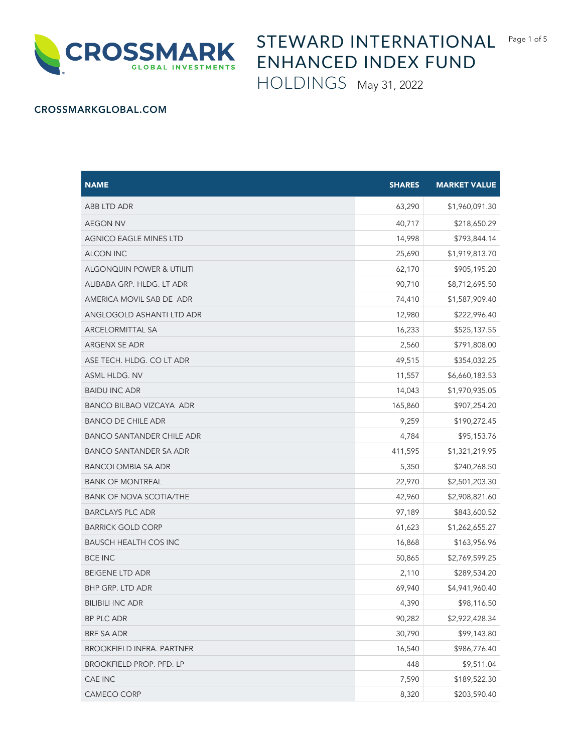# STEWARD INTERNATIONAL ENHANCED INDEX FUND

HOLDINGS May 31, 2022

**CROSSMARKGLOBAL.COM**

| NAME | SHARES | MARKET VALUE |
|---|---|---|
| ABB LTD ADR | 63,290 | $1,960,091.30 |
| AEGON NV | 40,717 | $218,650.29 |
| AGNICO EAGLE MINES LTD | 14,998 | $793,844.14 |
| ALCON INC | 25,690 | $1,919,813.70 |
| ALGONQUIN POWER & UTILITI | 62,170 | $905,195.20 |
| ALIBABA GRP. HLDG. LT ADR | 90,710 | $8,712,695.50 |
| AMERICA MOVIL SAB DE ADR | 74,410 | $1,587,909.40 |
| ANGLOGOLD ASHANTI LTD ADR | 12,980 | $222,996.40 |
| ARCELORMITTAL SA | 16,233 | $525,137.55 |
| ARGENX SE ADR | 2,560 | $791,808.00 |
| ASE TECH. HLDG. CO LT ADR | 49,515 | $354,032.25 |
| ASML HLDG. NV | 11,557 | $6,660,183.53 |
| BAIDU INC ADR | 14,043 | $1,970,935.05 |
| BANCO BILBAO VIZCAYA ADR | 165,860 | $907,254.20 |
| BANCO DE CHILE ADR | 9,259 | $190,272.45 |
| BANCO SANTANDER CHILE ADR | 4,784 | $95,153.76 |
| BANCO SANTANDER SA ADR | 411,595 | $1,321,219.95 |
| BANCOLOMBIA SA ADR | 5,350 | $240,268.50 |
| BANK OF MONTREAL | 22,970 | $2,501,203.30 |
| BANK OF NOVA SCOTIA/THE | 42,960 | $2,908,821.60 |
| BARCLAYS PLC ADR | 97,189 | $843,600.52 |
| BARRICK GOLD CORP | 61,623 | $1,262,655.27 |
| BAUSCH HEALTH COS INC | 16,868 | $163,956.96 |
| BCE INC | 50,865 | $2,769,599.25 |
| BEIGENE LTD ADR | 2,110 | $289,534.20 |
| BHP GRP. LTD ADR | 69,940 | $4,941,960.40 |
| BILIBILI INC ADR | 4,390 | $98,116.50 |
| BP PLC ADR | 90,282 | $2,922,428.34 |
| BRF SA ADR | 30,790 | $99,143.80 |
| BROOKFIELD INFRA. PARTNER | 16,540 | $986,776.40 |
| BROOKFIELD PROP. PFD. LP | 448 | $9,511.04 |
| CAE INC | 7,590 | $189,522.30 |
| CAMECO CORP | 8,320 | $203,590.40 |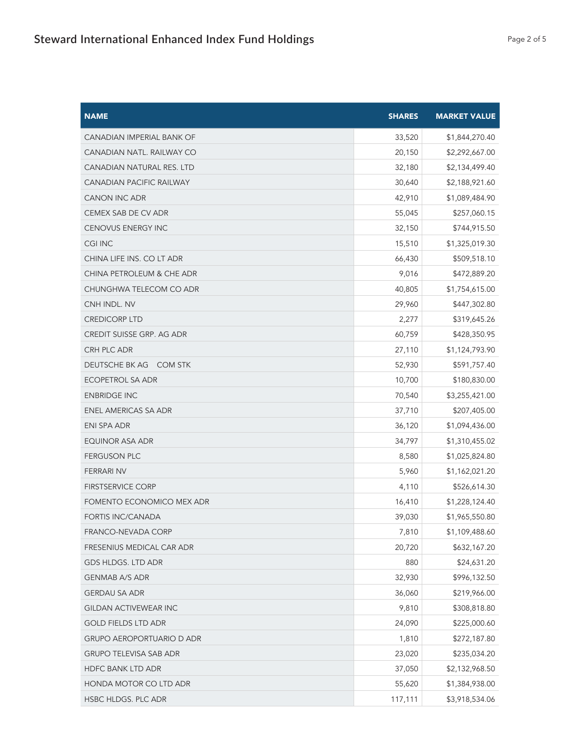| NAME | SHARES | MARKET VALUE |
|---|---|---|
| CANADIAN IMPERIAL BANK OF | 33,520 | $1,844,270.40 |
| CANADIAN NATL. RAILWAY CO | 20,150 | $2,292,667.00 |
| CANADIAN NATURAL RES. LTD | 32,180 | $2,134,499.40 |
| CANADIAN PACIFIC RAILWAY | 30,640 | $2,188,921.60 |
| CANON INC ADR | 42,910 | $1,089,484.90 |
| CEMEX SAB DE CV ADR | 55,045 | $257,060.15 |
| CENOVUS ENERGY INC | 32,150 | $744,915.50 |
| CGI INC | 15,510 | $1,325,019.30 |
| CHINA LIFE INS. CO LT ADR | 66,430 | $509,518.10 |
| CHINA PETROLEUM & CHE ADR | 9,016 | $472,889.20 |
| CHUNGHWA TELECOM CO ADR | 40,805 | $1,754,615.00 |
| CNH INDL. NV | 29,960 | $447,302.80 |
| CREDICORP LTD | 2,277 | $319,645.26 |
| CREDIT SUISSE GRP. AG ADR | 60,759 | $428,350.95 |
| CRH PLC ADR | 27,110 | $1,124,793.90 |
| DEUTSCHE BK AG COM STK | 52,930 | $591,757.40 |
| ECOPETROL SA ADR | 10,700 | $180,830.00 |
| ENBRIDGE INC | 70,540 | $3,255,421.00 |
| ENEL AMERICAS SA ADR | 37,710 | $207,405.00 |
| ENI SPA ADR | 36,120 | $1,094,436.00 |
| EQUINOR ASA ADR | 34,797 | $1,310,455.02 |
| FERGUSON PLC | 8,580 | $1,025,824.80 |
| FERRARI NV | 5,960 | $1,162,021.20 |
| FIRSTSERVICE CORP | 4,110 | $526,614.30 |
| FOMENTO ECONOMICO MEX ADR | 16,410 | $1,228,124.40 |
| FORTIS INC/CANADA | 39,030 | $1,965,550.80 |
| FRANCO-NEVADA CORP | 7,810 | $1,109,488.60 |
| FRESENIUS MEDICAL CAR ADR | 20,720 | $632,167.20 |
| GDS HLDGS. LTD ADR | 880 | $24,631.20 |
| GENMAB A/S ADR | 32,930 | $996,132.50 |
| GERDAU SA ADR | 36,060 | $219,966.00 |
| GILDAN ACTIVEWEAR INC | 9,810 | $308,818.80 |
| GOLD FIELDS LTD ADR | 24,090 | $225,000.60 |
| GRUPO AEROPORTUARIO D ADR | 1,810 | $272,187.80 |
| GRUPO TELEVISA SAB ADR | 23,020 | $235,034.20 |
| HDFC BANK LTD ADR | 37,050 | $2,132,968.50 |
| HONDA MOTOR CO LTD ADR | 55,620 | $1,384,938.00 |
| HSBC HLDGS. PLC ADR | 117,111 | $3,918,534.06 |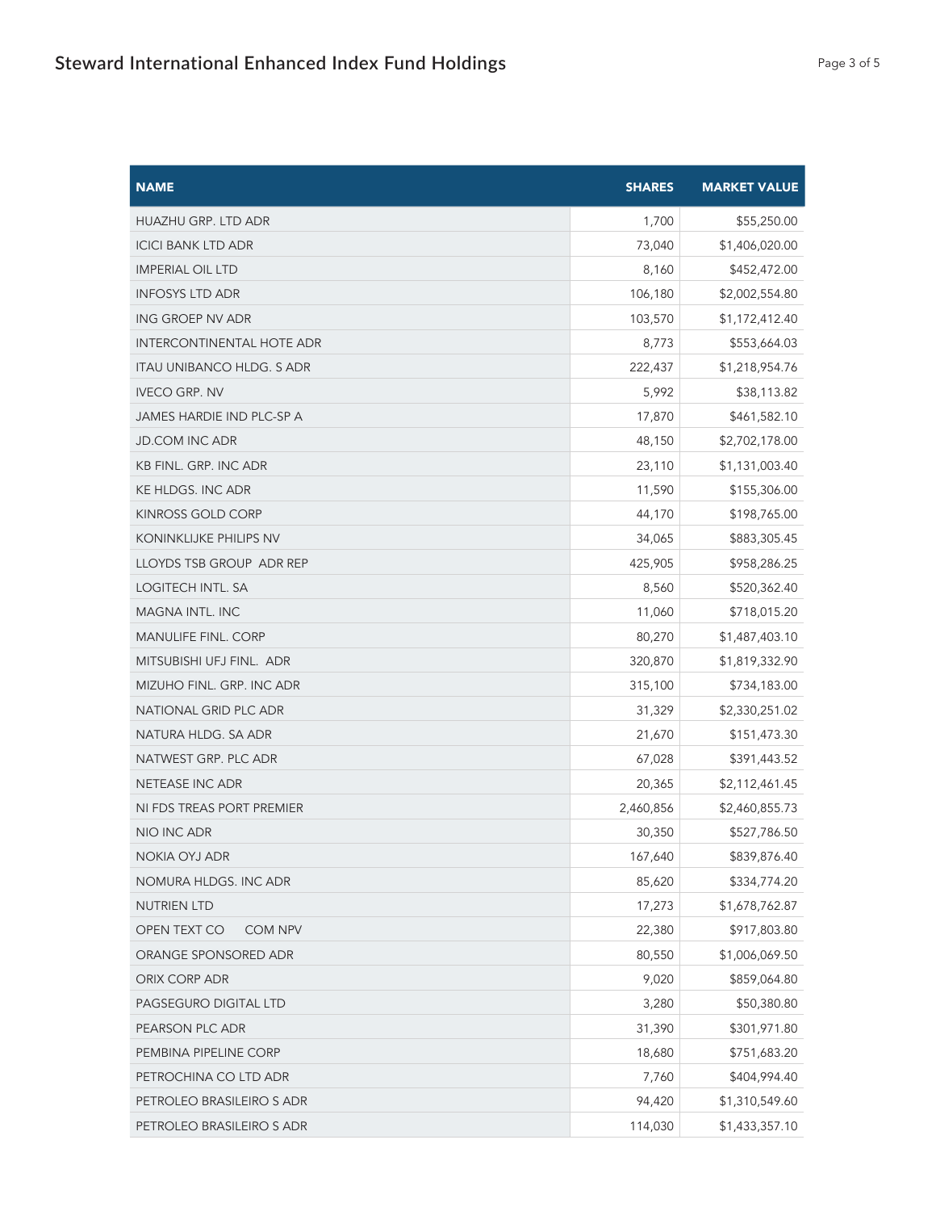| NAME | SHARES | MARKET VALUE |
|---|---|---|
| HUAZHU GRP. LTD ADR | 1,700 | $55,250.00 |
| ICICI BANK LTD ADR | 73,040 | $1,406,020.00 |
| IMPERIAL OIL LTD | 8,160 | $452,472.00 |
| INFOSYS LTD ADR | 106,180 | $2,002,554.80 |
| ING GROEP NV ADR | 103,570 | $1,172,412.40 |
| INTERCONTINENTAL HOTE ADR | 8,773 | $553,664.03 |
| ITAU UNIBANCO HLDG. S ADR | 222,437 | $1,218,954.76 |
| IVECO GRP. NV | 5,992 | $38,113.82 |
| JAMES HARDIE IND PLC-SP A | 17,870 | $461,582.10 |
| JD.COM INC ADR | 48,150 | $2,702,178.00 |
| KB FINL. GRP. INC ADR | 23,110 | $1,131,003.40 |
| KE HLDGS. INC ADR | 11,590 | $155,306.00 |
| KINROSS GOLD CORP | 44,170 | $198,765.00 |
| KONINKLIJKE PHILIPS NV | 34,065 | $883,305.45 |
| LLOYDS TSB GROUP ADR REP | 425,905 | $958,286.25 |
| LOGITECH INTL. SA | 8,560 | $520,362.40 |
| MAGNA INTL. INC | 11,060 | $718,015.20 |
| MANULIFE FINL. CORP | 80,270 | $1,487,403.10 |
| MITSUBISHI UFJ FINL. ADR | 320,870 | $1,819,332.90 |
| MIZUHO FINL. GRP. INC ADR | 315,100 | $734,183.00 |
| NATIONAL GRID PLC ADR | 31,329 | $2,330,251.02 |
| NATURA HLDG. SA ADR | 21,670 | $151,473.30 |
| NATWEST GRP. PLC ADR | 67,028 | $391,443.52 |
| NETEASE INC ADR | 20,365 | $2,112,461.45 |
| NI FDS TREAS PORT PREMIER | 2,460,856 | $2,460,855.73 |
| NIO INC ADR | 30,350 | $527,786.50 |
| NOKIA OYJ ADR | 167,640 | $839,876.40 |
| NOMURA HLDGS. INC ADR | 85,620 | $334,774.20 |
| NUTRIEN LTD | 17,273 | $1,678,762.87 |
| OPEN TEXT CO COM NPV | 22,380 | $917,803.80 |
| ORANGE SPONSORED ADR | 80,550 | $1,006,069.50 |
| ORIX CORP ADR | 9,020 | $859,064.80 |
| PAGSEGURO DIGITAL LTD | 3,280 | $50,380.80 |
| PEARSON PLC ADR | 31,390 | $301,971.80 |
| PEMBINA PIPELINE CORP | 18,680 | $751,683.20 |
| PETROCHINA CO LTD ADR | 7,760 | $404,994.40 |
| PETROLEO BRASILEIRO S ADR | 94,420 | $1,310,549.60 |
| PETROLEO BRASILEIRO S ADR | 114,030 | $1,433,357.10 |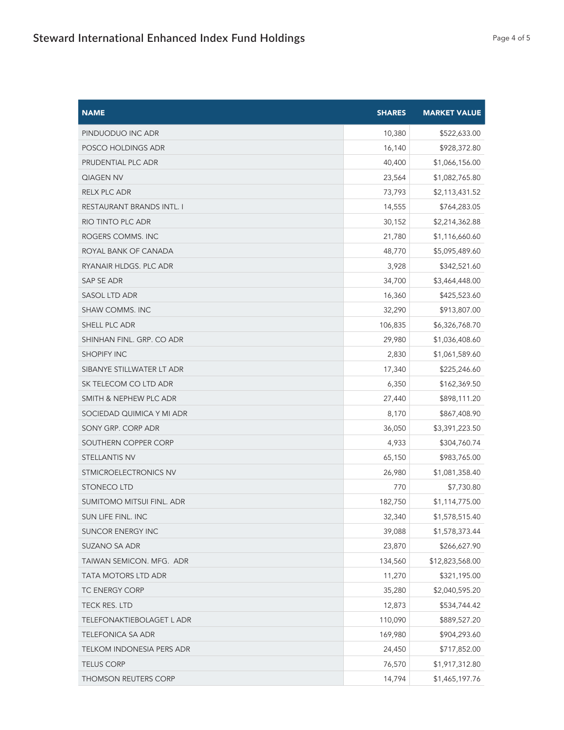# Steward International Enhanced Index Fund Holdings

| NAME | SHARES | MARKET VALUE |
| --- | --- | --- |
| PINDUODUO INC ADR | 10,380 | $522,633.00 |
| POSCO HOLDINGS ADR | 16,140 | $928,372.80 |
| PRUDENTIAL PLC ADR | 40,400 | $1,066,156.00 |
| QIAGEN NV | 23,564 | $1,082,765.80 |
| RELX PLC ADR | 73,793 | $2,113,431.52 |
| RESTAURANT BRANDS INTL. I | 14,555 | $764,283.05 |
| RIO TINTO PLC ADR | 30,152 | $2,214,362.88 |
| ROGERS COMMS. INC | 21,780 | $1,116,660.60 |
| ROYAL BANK OF CANADA | 48,770 | $5,095,489.60 |
| RYANAIR HLDGS. PLC ADR | 3,928 | $342,521.60 |
| SAP SE ADR | 34,700 | $3,464,448.00 |
| SASOL LTD ADR | 16,360 | $425,523.60 |
| SHAW COMMS. INC | 32,290 | $913,807.00 |
| SHELL PLC ADR | 106,835 | $6,326,768.70 |
| SHINHAN FINL. GRP. CO ADR | 29,980 | $1,036,408.60 |
| SHOPIFY INC | 2,830 | $1,061,589.60 |
| SIBANYE STILLWATER LT ADR | 17,340 | $225,246.60 |
| SK TELECOM CO LTD ADR | 6,350 | $162,369.50 |
| SMITH & NEPHEW PLC ADR | 27,440 | $898,111.20 |
| SOCIEDAD QUIMICA Y MI ADR | 8,170 | $867,408.90 |
| SONY GRP. CORP ADR | 36,050 | $3,391,223.50 |
| SOUTHERN COPPER CORP | 4,933 | $304,760.74 |
| STELLANTIS NV | 65,150 | $983,765.00 |
| STMICROELECTRONICS NV | 26,980 | $1,081,358.40 |
| STONECO LTD | 770 | $7,730.80 |
| SUMITOMO MITSUI FINL. ADR | 182,750 | $1,114,775.00 |
| SUN LIFE FINL. INC | 32,340 | $1,578,515.40 |
| SUNCOR ENERGY INC | 39,088 | $1,578,373.44 |
| SUZANO SA ADR | 23,870 | $266,627.90 |
| TAIWAN SEMICON. MFG. ADR | 134,560 | $12,823,568.00 |
| TATA MOTORS LTD ADR | 11,270 | $321,195.00 |
| TC ENERGY CORP | 35,280 | $2,040,595.20 |
| TECK RES. LTD | 12,873 | $534,744.42 |
| TELEFONAKTIEBOLAGET L ADR | 110,090 | $889,527.20 |
| TELEFONICA SA ADR | 169,980 | $904,293.60 |
| TELKOM INDONESIA PERS ADR | 24,450 | $717,852.00 |
| TELUS CORP | 76,570 | $1,917,312.80 |
| THOMSON REUTERS CORP | 14,794 | $1,465,197.76 |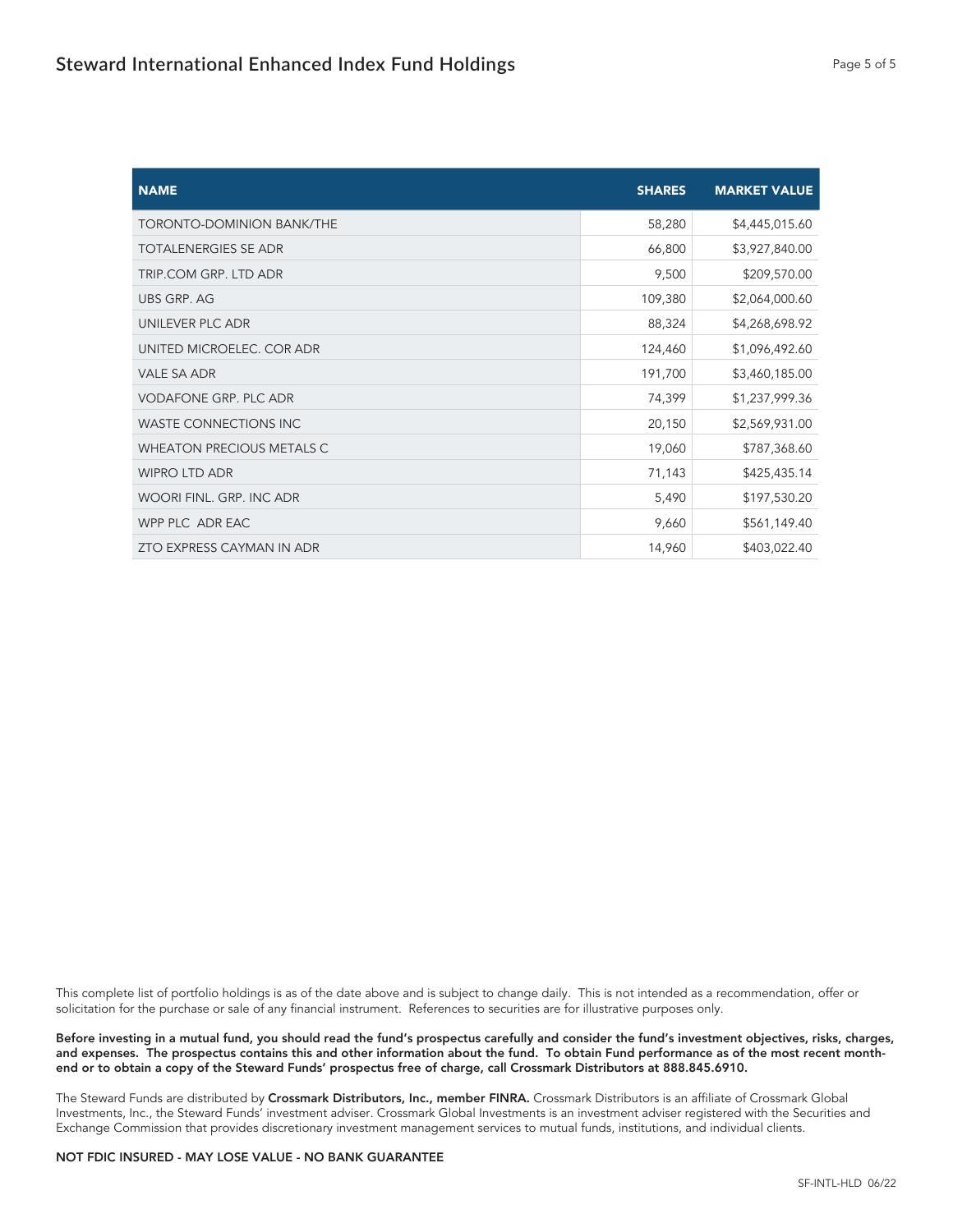| NAME | SHARES | MARKET VALUE |
|---|---|---|
| TORONTO-DOMINION BANK/THE | 58,280 | $4,445,015.60 |
| TOTALENERGIES SE ADR | 66,800 | $3,927,840.00 |
| TRIP.COM GRP. LTD ADR | 9,500 | $209,570.00 |
| UBS GRP. AG | 109,380 | $2,064,000.60 |
| UNILEVER PLC ADR | 88,324 | $4,268,698.92 |
| UNITED MICROELEC. COR ADR | 124,460 | $1,096,492.60 |
| VALE SA ADR | 191,700 | $3,460,185.00 |
| VODAFONE GRP. PLC ADR | 74,399 | $1,237,999.36 |
| WASTE CONNECTIONS INC | 20,150 | $2,569,931.00 |
| WHEATON PRECIOUS METALS C | 19,060 | $787,368.60 |
| WIPRO LTD ADR | 71,143 | $425,435.14 |
| WOORI FINL. GRP. INC ADR | 5,490 | $197,530.20 |
| WPP PLC ADR EAC | 9,660 | $561,149.40 |
| ZTO EXPRESS CAYMAN IN ADR | 14,960 | $403,022.40 |

This complete list of portfolio holdings is as of the date above and is subject to change daily. This is not intended as a recommendation, offer or solicitation for the purchase or sale of any financial instrument. References to securities are for illustrative purposes only.

**Before investing in a mutual fund, you should read the fund's prospectus carefully and consider the fund's investment objectives, risks, charges, and expenses. The prospectus contains this and other information about the fund. To obtain Fund performance as of the most recent month-end or to obtain a copy of the Steward Funds' prospectus free of charge, call Crossmark Distributors at 888.845.6910.**

The Steward Funds are distributed by **Crossmark Distributors, Inc., member FINRA.** Crossmark Distributors is an affiliate of Crossmark Global Investments, Inc., the Steward Funds' investment adviser. Crossmark Global Investments is an investment adviser registered with the Securities and Exchange Commission that provides discretionary investment management services to mutual funds, institutions, and individual clients.

**NOT FDIC INSURED - MAY LOSE VALUE - NO BANK GUARANTEE**

SF-INTL-HLD 06/22